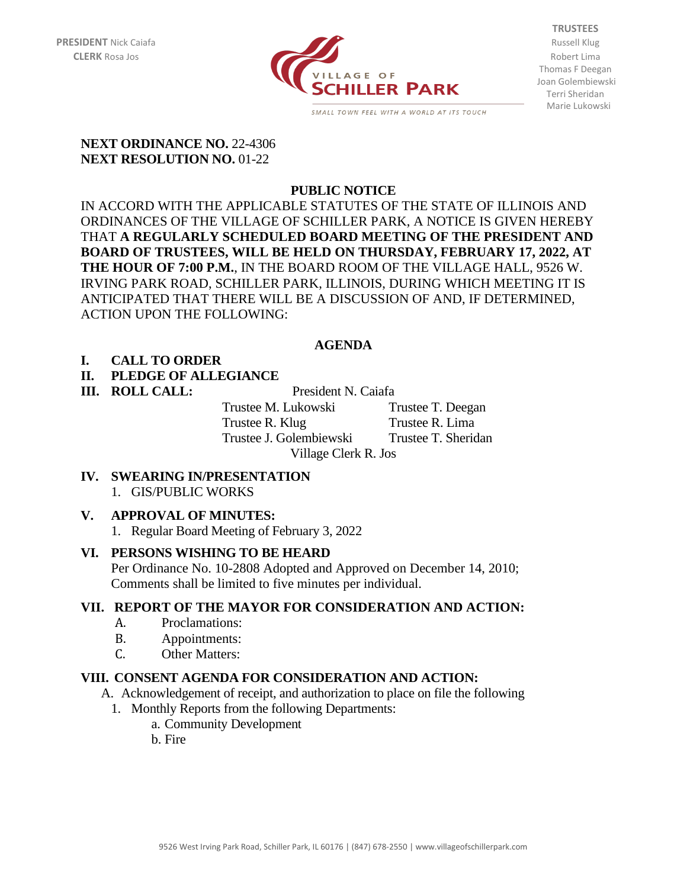**PRESIDENT** Nick Caiafa
**CLERK** Rosa Jos

VILLAGE OF SCHILLER PARK

SMALL TOWN FEEL WITH A WORLD AT ITS TOUCH

**TRUSTEES**
Russell Klug
Robert Lima
Thomas F Deegan
Joan Golembiewski
Terri Sheridan
Marie Lukowski

**NEXT ORDINANCE NO.** 22-4306
**NEXT RESOLUTION NO.** 01-22

## PUBLIC NOTICE

IN ACCORD WITH THE APPLICABLE STATUTES OF THE STATE OF ILLINOIS AND ORDINANCES OF THE VILLAGE OF SCHILLER PARK, A NOTICE IS GIVEN HEREBY THAT **A REGULARLY SCHEDULED BOARD MEETING OF THE PRESIDENT AND BOARD OF TRUSTEES, WILL BE HELD ON THURSDAY, FEBRUARY 17, 2022, AT THE HOUR OF 7:00 P.M.**, IN THE BOARD ROOM OF THE VILLAGE HALL, 9526 W. IRVING PARK ROAD, SCHILLER PARK, ILLINOIS, DURING WHICH MEETING IT IS ANTICIPATED THAT THERE WILL BE A DISCUSSION OF AND, IF DETERMINED, ACTION UPON THE FOLLOWING:

## AGENDA

**I. CALL TO ORDER**

**II. PLEDGE OF ALLEGIANCE**

**III. ROLL CALL:**

President N. Caiafa

| | |
|---|---|
| Trustee M. Lukowski | Trustee T. Deegan |
| Trustee R. Klug | Trustee R. Lima |
| Trustee J. Golembiewski | Trustee T. Sheridan |

Village Clerk R. Jos

**IV. SWEARING IN/PRESENTATION**

1. GIS/PUBLIC WORKS

**V. APPROVAL OF MINUTES:**

1. Regular Board Meeting of February 3, 2022

**VI. PERSONS WISHING TO BE HEARD**

Per Ordinance No. 10-2808 Adopted and Approved on December 14, 2010; Comments shall be limited to five minutes per individual.

**VII. REPORT OF THE MAYOR FOR CONSIDERATION AND ACTION:**

A. Proclamations:
B. Appointments:
C. Other Matters:

**VIII. CONSENT AGENDA FOR CONSIDERATION AND ACTION:**

A. Acknowledgement of receipt, and authorization to place on file the following

1. Monthly Reports from the following Departments:
   a. Community Development
   b. Fire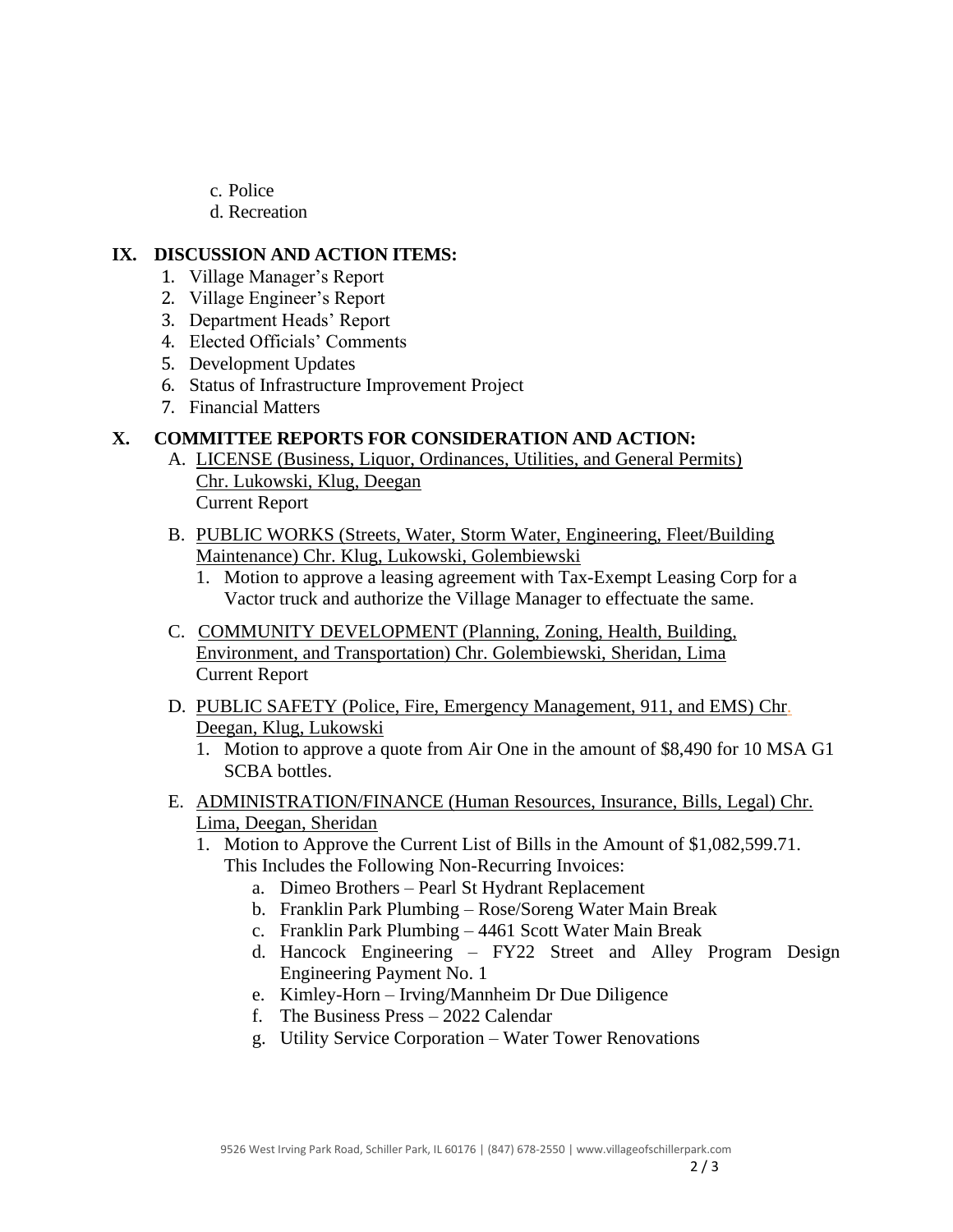c. Police
d. Recreation

## IX. DISCUSSION AND ACTION ITEMS:

1. Village Manager's Report
2. Village Engineer's Report
3. Department Heads' Report
4. Elected Officials' Comments
5. Development Updates
6. Status of Infrastructure Improvement Project
7. Financial Matters

## X. COMMITTEE REPORTS FOR CONSIDERATION AND ACTION:

A. LICENSE (Business, Liquor, Ordinances, Utilities, and General Permits) Chr. Lukowski, Klug, Deegan
Current Report

B. PUBLIC WORKS (Streets, Water, Storm Water, Engineering, Fleet/Building Maintenance) Chr. Klug, Lukowski, Golembiewski

1. Motion to approve a leasing agreement with Tax-Exempt Leasing Corp for a Vactor truck and authorize the Village Manager to effectuate the same.

C. COMMUNITY DEVELOPMENT (Planning, Zoning, Health, Building, Environment, and Transportation) Chr. Golembiewski, Sheridan, Lima
Current Report

D. PUBLIC SAFETY (Police, Fire, Emergency Management, 911, and EMS) Chr. Deegan, Klug, Lukowski

1. Motion to approve a quote from Air One in the amount of $8,490 for 10 MSA G1 SCBA bottles.

E. ADMINISTRATION/FINANCE (Human Resources, Insurance, Bills, Legal) Chr. Lima, Deegan, Sheridan

1. Motion to Approve the Current List of Bills in the Amount of $1,082,599.71. This Includes the Following Non-Recurring Invoices:
   a. Dimeo Brothers – Pearl St Hydrant Replacement
   b. Franklin Park Plumbing – Rose/Soreng Water Main Break
   c. Franklin Park Plumbing – 4461 Scott Water Main Break
   d. Hancock Engineering – FY22 Street and Alley Program Design Engineering Payment No. 1
   e. Kimley-Horn – Irving/Mannheim Dr Due Diligence
   f. The Business Press – 2022 Calendar
   g. Utility Service Corporation – Water Tower Renovations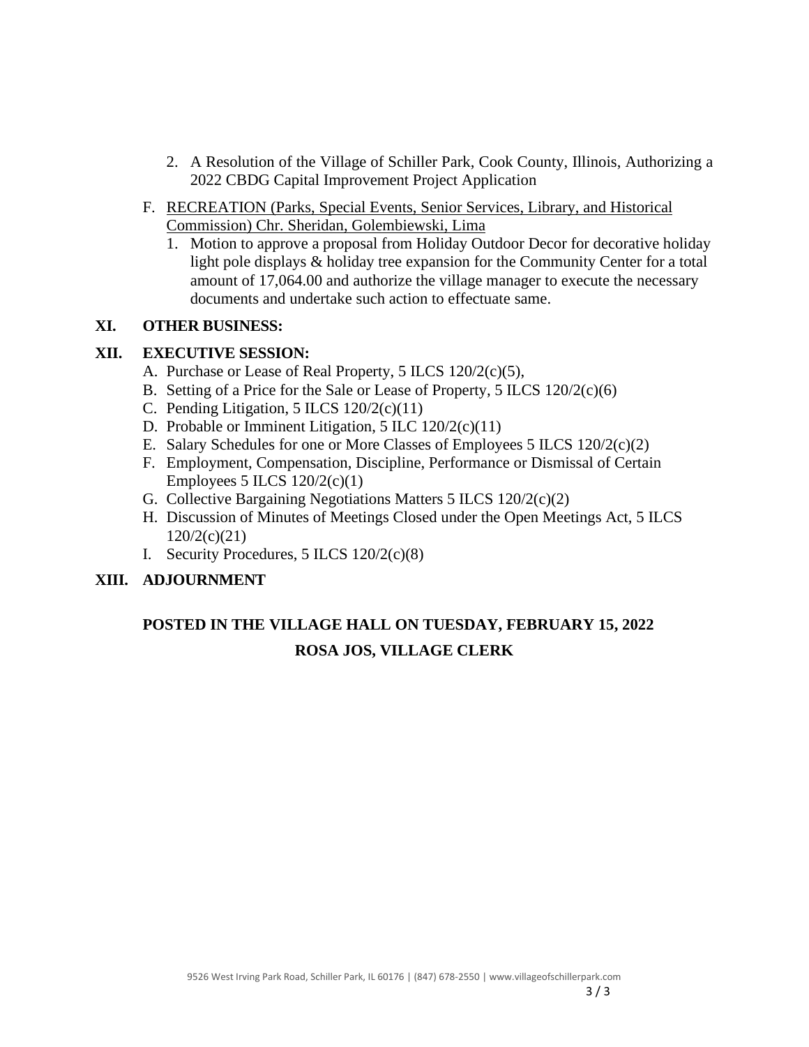2. A Resolution of the Village of Schiller Park, Cook County, Illinois, Authorizing a 2022 CBDG Capital Improvement Project Application

F. <u>RECREATION (Parks, Special Events, Senior Services, Library, and Historical Commission) Chr. Sheridan, Golembiewski, Lima</u>
   1. Motion to approve a proposal from Holiday Outdoor Decor for decorative holiday light pole displays & holiday tree expansion for the Community Center for a total amount of 17,064.00 and authorize the village manager to execute the necessary documents and undertake such action to effectuate same.

**XI. OTHER BUSINESS:**

**XII. EXECUTIVE SESSION:**

A. Purchase or Lease of Real Property, 5 ILCS 120/2(c)(5),
B. Setting of a Price for the Sale or Lease of Property, 5 ILCS 120/2(c)(6)
C. Pending Litigation, 5 ILCS 120/2(c)(11)
D. Probable or Imminent Litigation, 5 ILC 120/2(c)(11)
E. Salary Schedules for one or More Classes of Employees 5 ILCS 120/2(c)(2)
F. Employment, Compensation, Discipline, Performance or Dismissal of Certain Employees 5 ILCS 120/2(c)(1)
G. Collective Bargaining Negotiations Matters 5 ILCS 120/2(c)(2)
H. Discussion of Minutes of Meetings Closed under the Open Meetings Act, 5 ILCS 120/2(c)(21)
I. Security Procedures, 5 ILCS 120/2(c)(8)

**XIII. ADJOURNMENT**

**POSTED IN THE VILLAGE HALL ON TUESDAY, FEBRUARY 15, 2022**

**ROSA JOS, VILLAGE CLERK**

9526 West Irving Park Road, Schiller Park, IL 60176 | (847) 678-2550 | www.villageofschillerpark.com